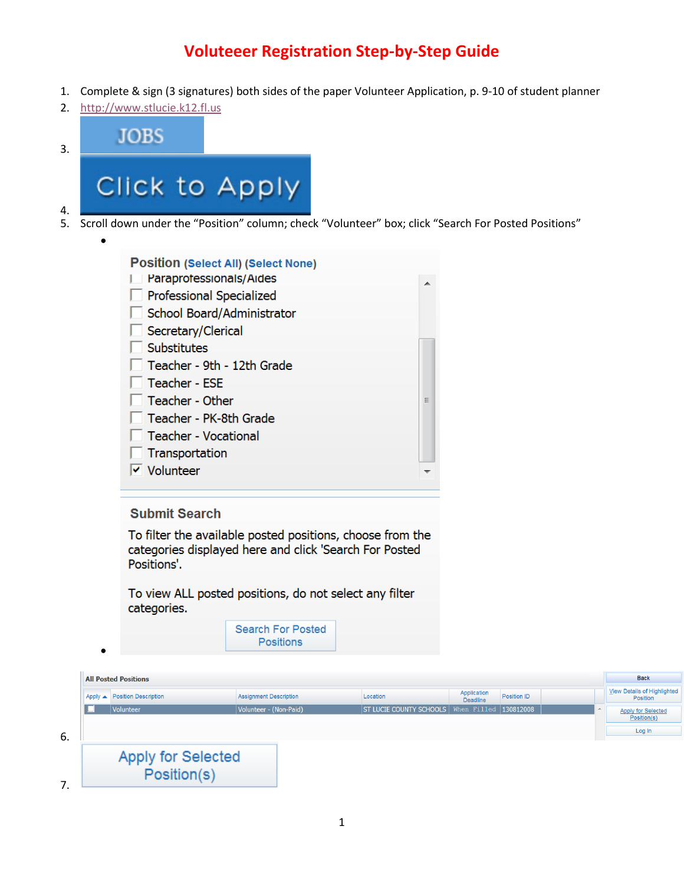# Voluteeer Registration Step-by-Step Guide

1. Complete & sign (3 signatures) both sides of the paper Volunteer Application, p. 9-10 of student planner
2. http://www.stlucie.k12.fl.us
3. JOBS
4. Click to Apply
5. Scroll down under the "Position" column; check "Volunteer" box; click "Search For Posted Positions"
   - **Position** (Select All) (Select None)
     - [ ] Paraprofessionals/Aides
     - [ ] Professional Specialized
     - [ ] School Board/Administrator
     - [ ] Secretary/Clerical
     - [ ] Substitutes
     - [ ] Teacher - 9th - 12th Grade
     - [ ] Teacher - ESE
     - [ ] Teacher - Other
     - [ ] Teacher - PK-8th Grade
     - [ ] Teacher - Vocational
     - [ ] Transportation
     - [x] Volunteer

     **Submit Search**

     To filter the available posted positions, choose from the categories displayed here and click 'Search For Posted Positions'.

     To view ALL posted positions, do not select any filter categories.

     Search For Posted Positions
   -
6. All Posted Positions

| Apply | Position Description | Assignment Description | Location | Application Deadline | Position ID |
|---|---|---|---|---|---|
| ☐ | Volunteer | Volunteer - (Non-Paid) | ST LUCIE COUNTY SCHOOLS | When Filled | 130812008 |

Back | View Details of Highlighted Position | Apply for Selected Position(s) | Log In

7. Apply for Selected Position(s)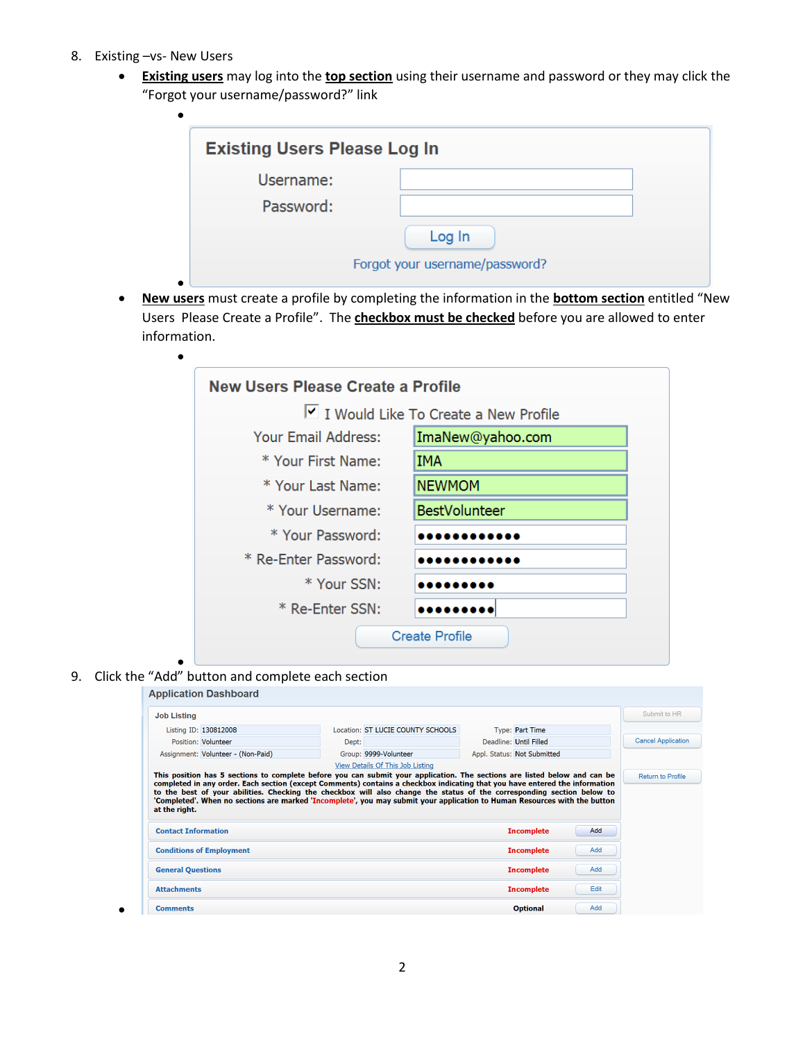8. Existing –vs- New Users
   - **Existing users** may log into the **top section** using their username and password or they may click the "Forgot your username/password?" link
     - Existing Users Please Log In

       Username:

       Password:

       Log In

       Forgot your username/password?
   - **New users** must create a profile by completing the information in the **bottom section** entitled "New Users Please Create a Profile". The **checkbox must be checked** before you are allowed to enter information.
     - New Users Please Create a Profile

       ☑ I Would Like To Create a New Profile

       | | |
       |---|---|
       | Your Email Address: | ImaNew@yahoo.com |
       | * Your First Name: | IMA |
       | * Your Last Name: | NEWMOM |
       | * Your Username: | BestVolunteer |
       | * Your Password: | ●●●●●●●●●●●● |
       | * Re-Enter Password: | ●●●●●●●●●●●● |
       | * Your SSN: | ●●●●●●●●● |
       | * Re-Enter SSN: | ●●●●●●●●● |

       Create Profile

9. Click the "Add" button and complete each section

   **Application Dashboard**

   **Job Listing**

   | | | | | | |
   |---|---|---|---|---|---|
   | Listing ID: | 130812008 | Location: | ST LUCIE COUNTY SCHOOLS | Type: | Part Time |
   | Position: | Volunteer | Dept: | | Deadline: | Until Filled |
   | Assignment: | Volunteer - (Non-Paid) | Group: | 9999-Volunteer | Appl. Status: | Not Submitted |

   View Details Of This Job Listing

   **This position has 5 sections to complete before you can submit your application. The sections are listed below and can be completed in any order. Each section (except Comments) contains a checkbox indicating that you have entered the information to the best of your abilities. Checking the checkbox will also change the status of the corresponding section below to 'Completed'. When no sections are marked 'Incomplete', you may submit your application to Human Resources with the button at the right.**

   | Section | Status | |
   |---|---|---|
   | Contact Information | Incomplete | Add |
   | Conditions of Employment | Incomplete | Add |
   | General Questions | Incomplete | Add |
   | Attachments | Incomplete | Edit |
   | Comments | Optional | Add |

   Submit to HR

   Cancel Application

   Return to Profile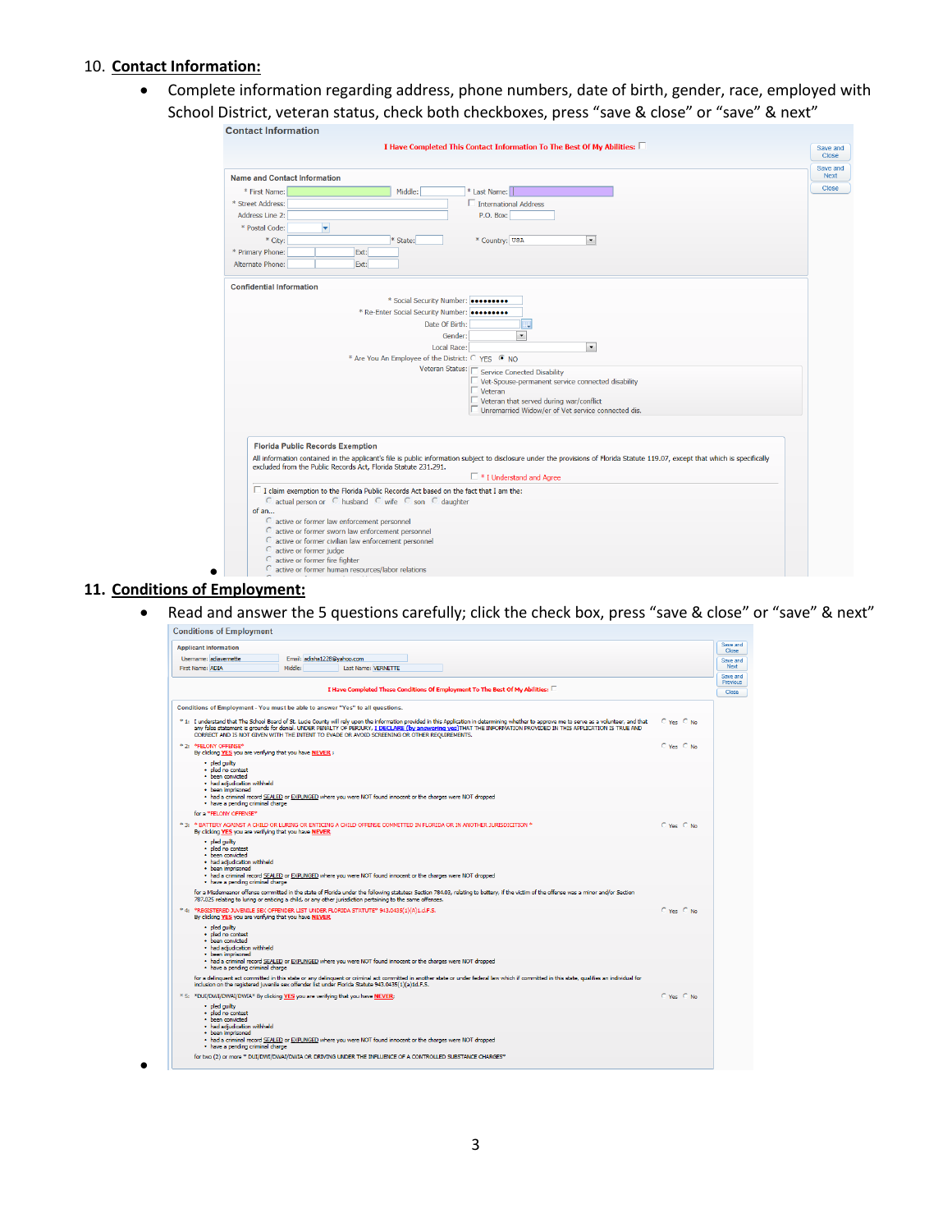10. **Contact Information:**

- Complete information regarding address, phone numbers, date of birth, gender, race, employed with School District, veteran status, check both checkboxes, press "save & close" or "save" & next"

Contact Information

I Have Completed This Contact Information To The Best Of My Abilities: ☐

Save and Close | Save and Next | Close

Name and Contact Information

\* First Name: Middle: \* Last Name:
\* Street Address: ☐ International Address
Address Line 2: P.O. Box:
\* Postal Code:
\* City: \* State: \* Country: USA
\* Primary Phone: Ext:
Alternate Phone: Ext:

Confidential Information

\* Social Security Number: •••••••••
\* Re-Enter Social Security Number: •••••••••
Date Of Birth:
Gender:
Local Race:
\* Are You An Employee of the District: ○ YES ◉ NO
Veteran Status: ☐ Service Conected Disability
☐ Vet-Spouse-permanent service connected disability
☐ Veteran
☐ Veteran that served during war/conflict
☐ Unremarried Widow/er of Vet service connected dis.

Florida Public Records Exemption

All information contained in the applicant's file is public information subject to disclosure under the provisions of Florida Statute 119.07, except that which is specifically excluded from the Public Records Act, Florida Statute 231.291.

☐ \* I Understand and Agree

☐ I claim exemption to the Florida Public Records Act based on the fact that I am the:
○ actual person or ○ husband ○ wife ○ son ○ daughter
of an...
○ active or former law enforcement personnel
○ active or former sworn law enforcement personnel
○ active or former civilian law enforcement personnel
○ active or former judge
○ active or former fire fighter
○ active or former human resources/labor relations

11. **Conditions of Employment:**

- Read and answer the 5 questions carefully; click the check box, press "save & close" or "save" & next"

Conditions of Employment

Applicant Information

Username: adiavernette Email: adisha1228@yahoo.com
First Name: ADIA Middle: Last Name: VERNETTE

Save and Close | Save and Next | Save and Previous | Close

I Have Completed These Conditions Of Employment To The Best Of My Abilities: ☐

Conditions of Employment - You must be able to answer "Yes" to all questions.

\* 1: I understand that The School Board of St. Lucie County will rely upon the information provided in this Application in determining whether to approve me to serve as a volunteer, and that any false statement is grounds for denial. UNDER PENALTY OF PERJURY, I DECLARE (by answering yes) THAT THE INFORMATION PROVIDED IN THIS APPLICATION IS TRUE AND CORRECT AND IS NOT GIVEN WITH THE INTENT TO EVADE OR AVOID SCREENING OR OTHER REQUIREMENTS. ○ Yes ○ No

\* 2: \*FELONY OFFENSE\* By clicking YES you are verifying that you have NEVER : ○ Yes ○ No

- pled guilty
- pled no contest
- been convicted
- had adjudication withheld
- been imprisoned
- had a criminal record SEALED or EXPUNGED where you were NOT found innocent or the charges were NOT dropped
- have a pending criminal charge

for a \*FELONY OFFENSE\*

\* 3: \* BATTERY AGAINST A CHILD OR LURING OR ENTICING A CHILD OFFENSE COMMITTED IN FLORIDA OR IN ANOTHER JURISDICTION \* By clicking YES you are verifying that you have NEVER ○ Yes ○ No

- pled guilty
- pled no contest
- been convicted
- had adjudication withheld
- been imprisoned
- had a criminal record SEALED or EXPUNGED where you were NOT found innocent or the charges were NOT dropped
- have a pending criminal charge

for a Misdemeanor offense committed in the state of Florida under the following statutes: Section 784.03, relating to battery, if the victim of the offense was a minor and/or Section 787.025 relating to luring or enticing a child, or any other jurisdiction pertaining to the same offenses.

\* 4: \*REGISTERED JUVENILE SEX OFFENDER LIST UNDER FLORIDA STATUTE\* 943.0435(1)(A)1.d.F.S. By clicking YES you are verifying that you have NEVER ○ Yes ○ No

- pled guilty
- pled no contest
- been convicted
- had adjudication withheld
- been imprisoned
- had a criminal record SEALED or EXPUNGED where you were NOT found innocent or the charges were NOT dropped
- have a pending criminal charge

for a delinquent act committed in this state or any delinquent or criminal act committed in another state or under federal law which if committed in this state, qualifies an individual for inclusion on the registered juvenile sex offender list under Florida Statute 943.0435(1)(a)1d.F.S.

\* 5: \*DUI/DWI/DWAI/DWIA\* By clicking YES you are verifying that you have NEVER: ○ Yes ○ No

- pled guilty
- pled no contest
- been convicted
- had adjudication withheld
- been imprisoned
- had a criminal record SEALED or EXPUNGED where you were NOT found innocent or the charges were NOT dropped
- have a pending criminal charge

for two (2) or more \* DUI/DWI/DWAI/DWIA OR DRIVING UNDER THE INFLUENCE OF A CONTROLLED SUBSTANCE CHARGES\*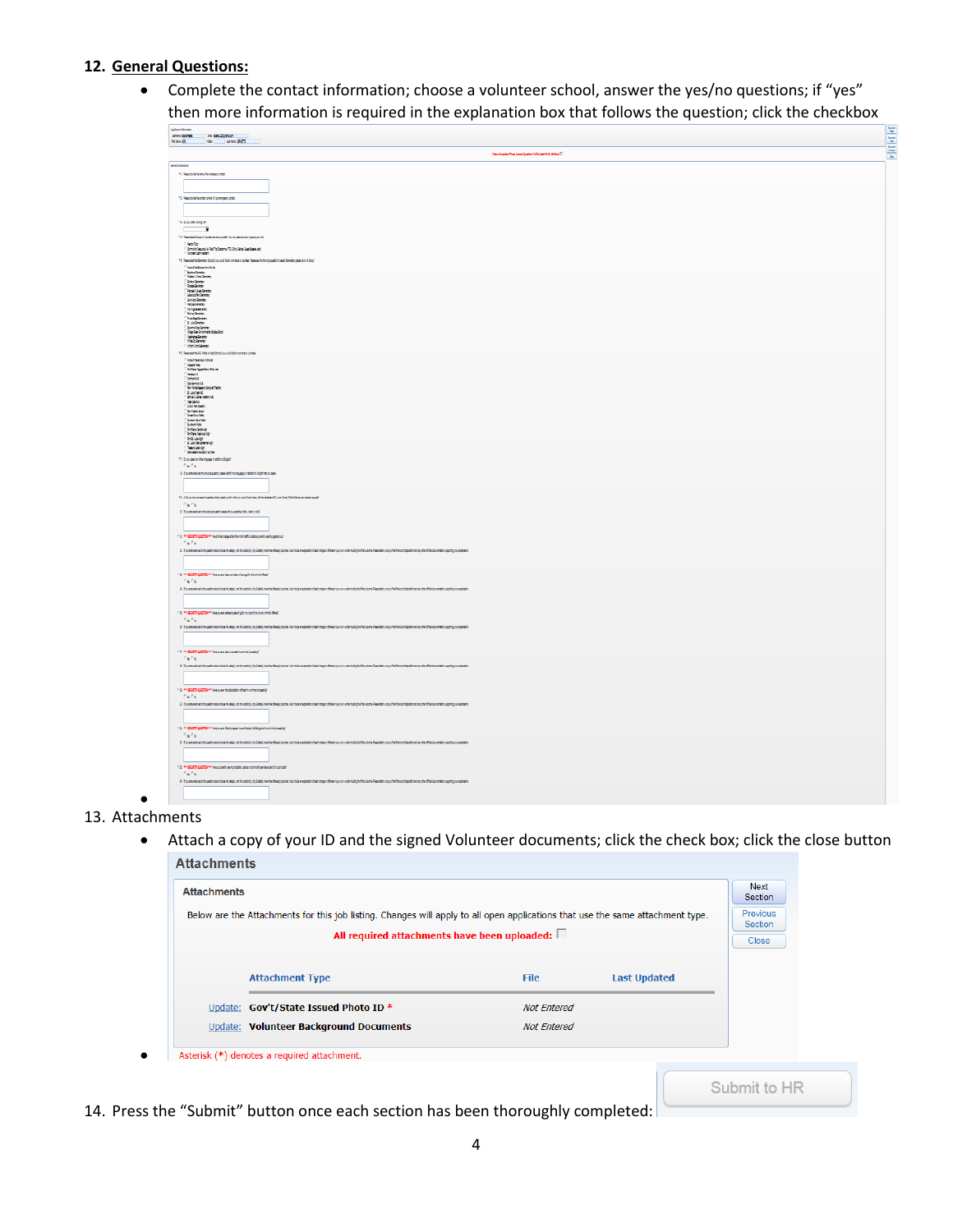12. **General Questions:**
    - Complete the contact information; choose a volunteer school, answer the yes/no questions; if "yes" then more information is required in the explanation box that follows the question; click the checkbox

13. Attachments
    - Attach a copy of your ID and the signed Volunteer documents; click the check box; click the close button

**Attachments**

**Attachments**

Below are the Attachments for this job listing. Changes will apply to all open applications that use the same attachment type.

All required attachments have been uploaded: ☐

| | Attachment Type | File | Last Updated |
|---|---|---|---|
| Update: | Gov't/State Issued Photo ID * | *Not Entered* | |
| Update: | Volunteer Background Documents | *Not Entered* | |

Next Section

Previous Section

Close

Asterisk (*) denotes a required attachment.

14. Press the "Submit" button once each section has been thoroughly completed: Submit to HR